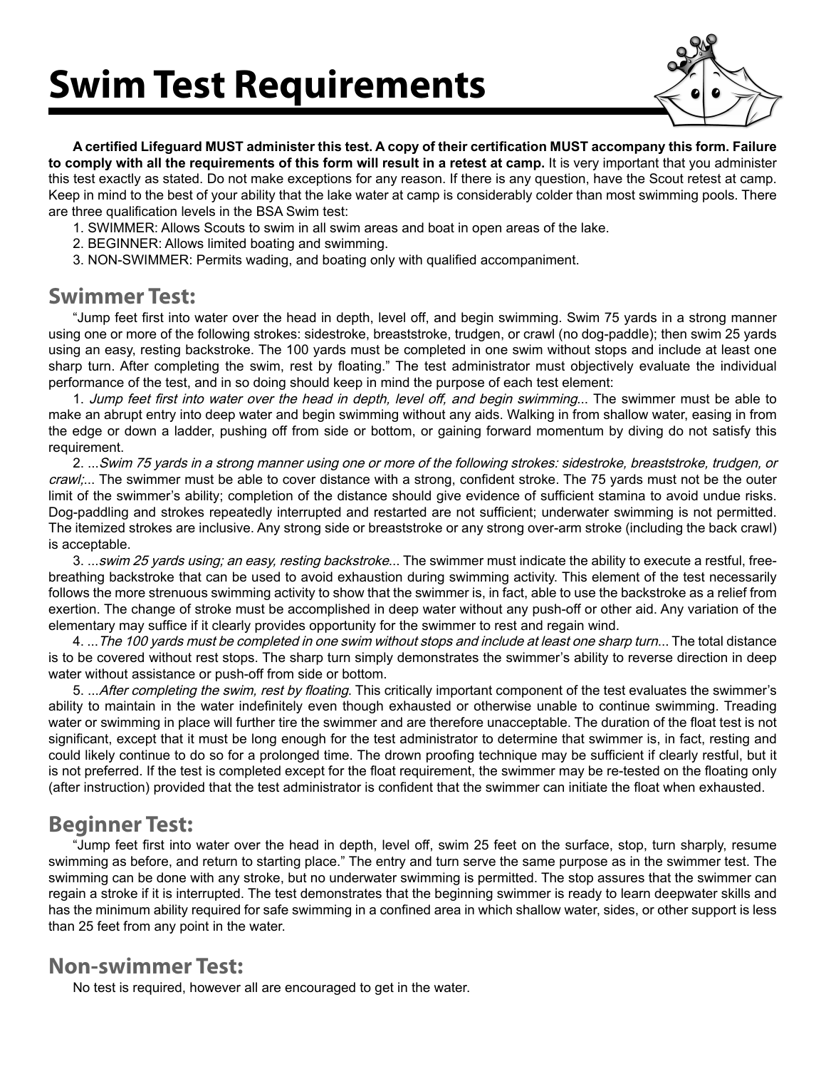# Swim Test Requirements

**A certified Lifeguard MUST administer this test. A copy of their certification MUST accompany this form. Failure to comply with all the requirements of this form will result in a retest at camp.** It is very important that you administer this test exactly as stated. Do not make exceptions for any reason. If there is any question, have the Scout retest at camp. Keep in mind to the best of your ability that the lake water at camp is considerably colder than most swimming pools. There are three qualification levels in the BSA Swim test:

1. SWIMMER: Allows Scouts to swim in all swim areas and boat in open areas of the lake.
2. BEGINNER: Allows limited boating and swimming.
3. NON-SWIMMER: Permits wading, and boating only with qualified accompaniment.

## Swimmer Test:

"Jump feet first into water over the head in depth, level off, and begin swimming. Swim 75 yards in a strong manner using one or more of the following strokes: sidestroke, breaststroke, trudgen, or crawl (no dog-paddle); then swim 25 yards using an easy, resting backstroke. The 100 yards must be completed in one swim without stops and include at least one sharp turn. After completing the swim, rest by floating." The test administrator must objectively evaluate the individual performance of the test, and in so doing should keep in mind the purpose of each test element:

1. *Jump feet first into water over the head in depth, level off, and begin swimming*... The swimmer must be able to make an abrupt entry into deep water and begin swimming without any aids. Walking in from shallow water, easing in from the edge or down a ladder, pushing off from side or bottom, or gaining forward momentum by diving do not satisfy this requirement.

2. ...*Swim 75 yards in a strong manner using one or more of the following strokes: sidestroke, breaststroke, trudgen, or crawl;*... The swimmer must be able to cover distance with a strong, confident stroke. The 75 yards must not be the outer limit of the swimmer's ability; completion of the distance should give evidence of sufficient stamina to avoid undue risks. Dog-paddling and strokes repeatedly interrupted and restarted are not sufficient; underwater swimming is not permitted. The itemized strokes are inclusive. Any strong side or breaststroke or any strong over-arm stroke (including the back crawl) is acceptable.

3. ...*swim 25 yards using; an easy, resting backstroke*... The swimmer must indicate the ability to execute a restful, free-breathing backstroke that can be used to avoid exhaustion during swimming activity. This element of the test necessarily follows the more strenuous swimming activity to show that the swimmer is, in fact, able to use the backstroke as a relief from exertion. The change of stroke must be accomplished in deep water without any push-off or other aid. Any variation of the elementary may suffice if it clearly provides opportunity for the swimmer to rest and regain wind.

4. ...*The 100 yards must be completed in one swim without stops and include at least one sharp turn*... The total distance is to be covered without rest stops. The sharp turn simply demonstrates the swimmer's ability to reverse direction in deep water without assistance or push-off from side or bottom.

5. ...*After completing the swim, rest by floating*. This critically important component of the test evaluates the swimmer's ability to maintain in the water indefinitely even though exhausted or otherwise unable to continue swimming. Treading water or swimming in place will further tire the swimmer and are therefore unacceptable. The duration of the float test is not significant, except that it must be long enough for the test administrator to determine that swimmer is, in fact, resting and could likely continue to do so for a prolonged time. The drown proofing technique may be sufficient if clearly restful, but it is not preferred. If the test is completed except for the float requirement, the swimmer may be re-tested on the floating only (after instruction) provided that the test administrator is confident that the swimmer can initiate the float when exhausted.

## Beginner Test:

"Jump feet first into water over the head in depth, level off, swim 25 feet on the surface, stop, turn sharply, resume swimming as before, and return to starting place." The entry and turn serve the same purpose as in the swimmer test. The swimming can be done with any stroke, but no underwater swimming is permitted. The stop assures that the swimmer can regain a stroke if it is interrupted. The test demonstrates that the beginning swimmer is ready to learn deepwater skills and has the minimum ability required for safe swimming in a confined area in which shallow water, sides, or other support is less than 25 feet from any point in the water.

## Non-swimmer Test:

No test is required, however all are encouraged to get in the water.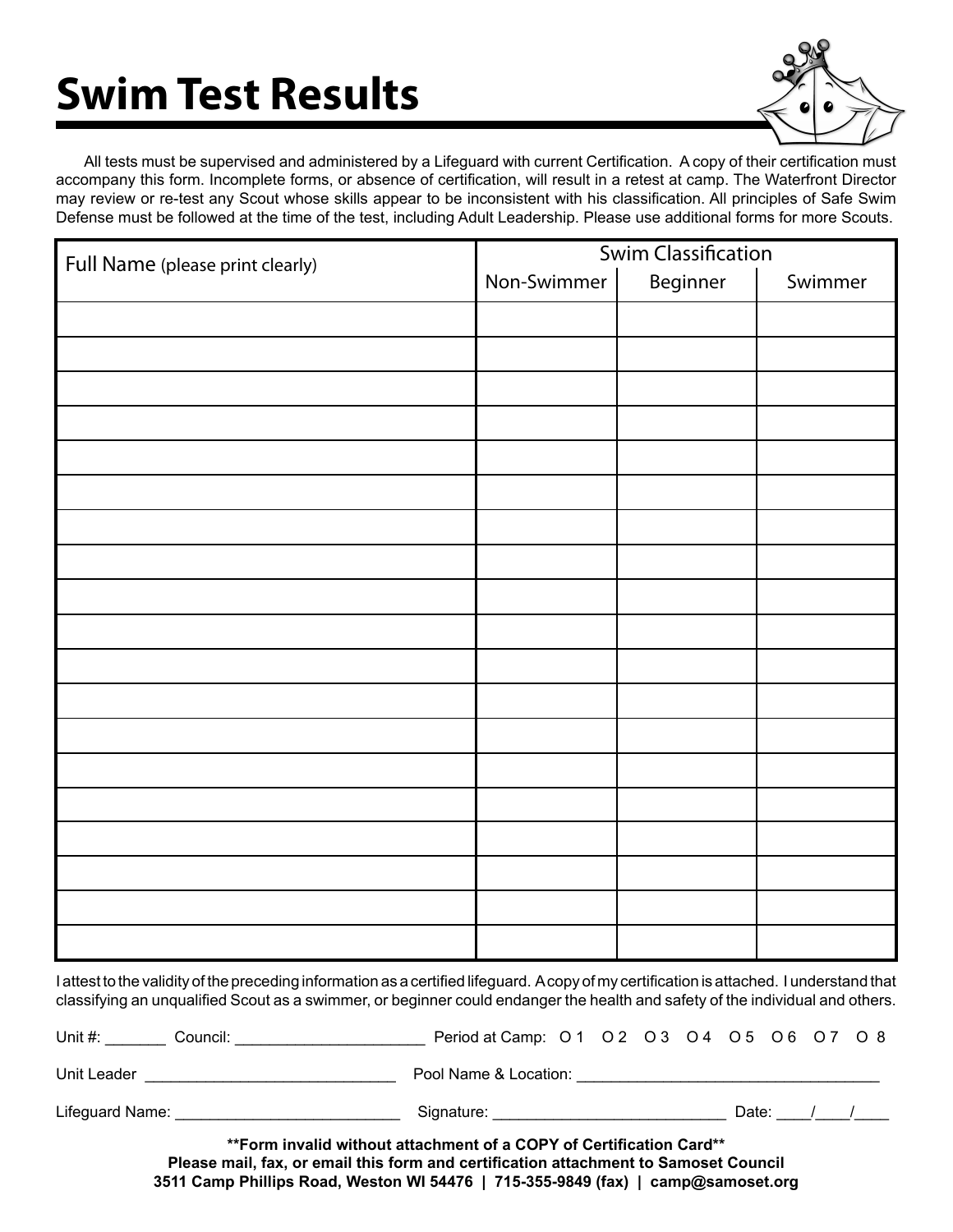# Swim Test Results

All tests must be supervised and administered by a Lifeguard with current Certification. A copy of their certification must accompany this form. Incomplete forms, or absence of certification, will result in a retest at camp. The Waterfront Director may review or re-test any Scout whose skills appear to be inconsistent with his classification. All principles of Safe Swim Defense must be followed at the time of the test, including Adult Leadership. Please use additional forms for more Scouts.

| Full Name (please print clearly) | Swim Classification | | |
|---|---|---|---|
| | Non-Swimmer | Beginner | Swimmer |
| | | | |
| | | | |
| | | | |
| | | | |
| | | | |
| | | | |
| | | | |
| | | | |
| | | | |
| | | | |
| | | | |
| | | | |
| | | | |
| | | | |
| | | | |
| | | | |
| | | | |
| | | | |
| | | | |

I attest to the validity of the preceding information as a certified lifeguard. A copy of my certification is attached. I understand that classifying an unqualified Scout as a swimmer, or beginner could endanger the health and safety of the individual and others.

Unit #: _______ Council: _____________________ Period at Camp: O 1 O 2 O 3 O 4 O 5 O 6 O 7 O 8

Unit Leader _____________________________ Pool Name & Location: ___________________________________

Lifeguard Name: __________________________ Signature: ___________________________ Date: ____/____/____

**\*\*Form invalid without attachment of a COPY of Certification Card\*\***

**Please mail, fax, or email this form and certification attachment to Samoset Council**

**3511 Camp Phillips Road, Weston WI 54476 | 715-355-9849 (fax) | camp@samoset.org**